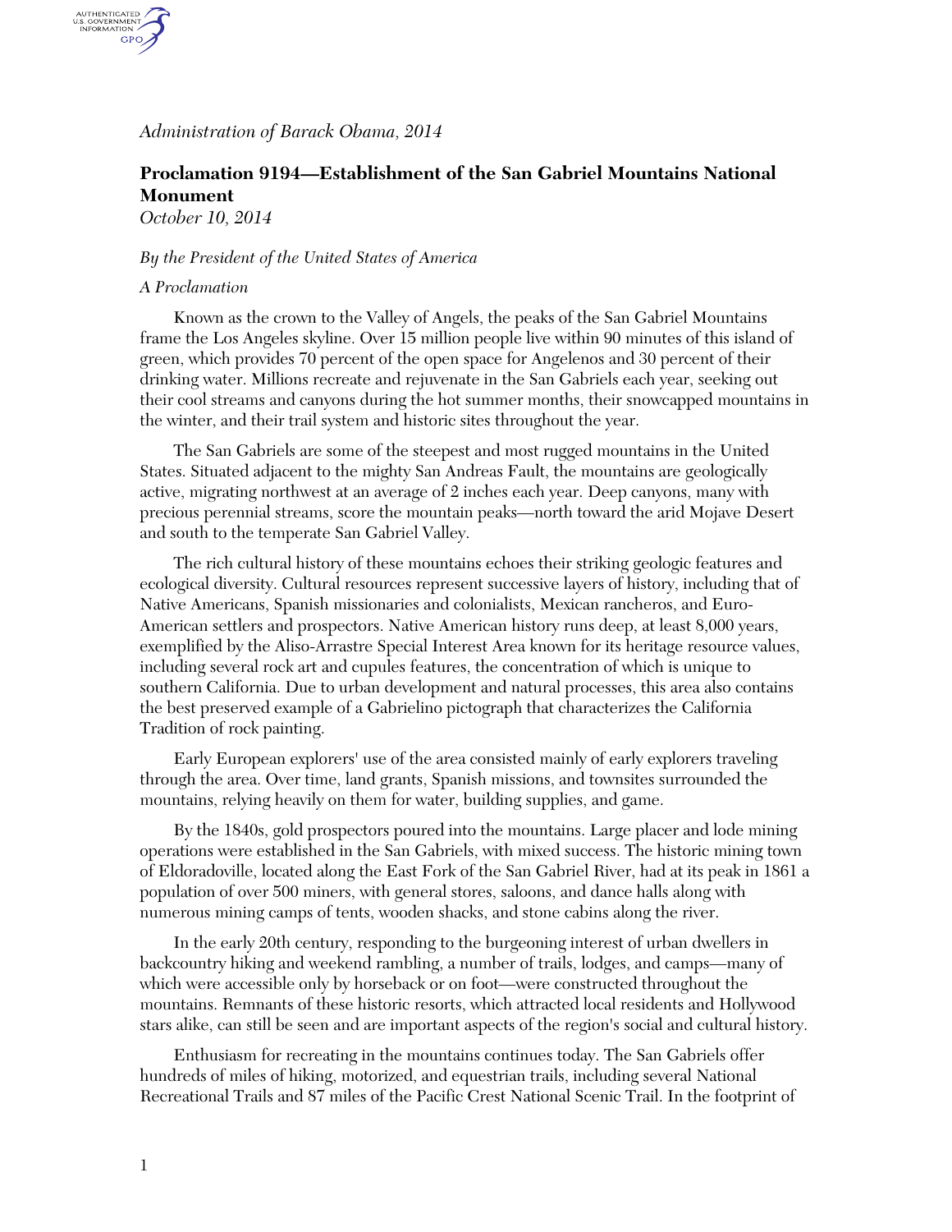*Administration of Barack Obama, 2014*

## Proclamation 9194—Establishment of the San Gabriel Mountains National Monument

*October 10, 2014*

*By the President of the United States of America*

*A Proclamation*

Known as the crown to the Valley of Angels, the peaks of the San Gabriel Mountains frame the Los Angeles skyline. Over 15 million people live within 90 minutes of this island of green, which provides 70 percent of the open space for Angelenos and 30 percent of their drinking water. Millions recreate and rejuvenate in the San Gabriels each year, seeking out their cool streams and canyons during the hot summer months, their snowcapped mountains in the winter, and their trail system and historic sites throughout the year.

The San Gabriels are some of the steepest and most rugged mountains in the United States. Situated adjacent to the mighty San Andreas Fault, the mountains are geologically active, migrating northwest at an average of 2 inches each year. Deep canyons, many with precious perennial streams, score the mountain peaks—north toward the arid Mojave Desert and south to the temperate San Gabriel Valley.

The rich cultural history of these mountains echoes their striking geologic features and ecological diversity. Cultural resources represent successive layers of history, including that of Native Americans, Spanish missionaries and colonialists, Mexican rancheros, and Euro-American settlers and prospectors. Native American history runs deep, at least 8,000 years, exemplified by the Aliso-Arrastre Special Interest Area known for its heritage resource values, including several rock art and cupules features, the concentration of which is unique to southern California. Due to urban development and natural processes, this area also contains the best preserved example of a Gabrielino pictograph that characterizes the California Tradition of rock painting.

Early European explorers' use of the area consisted mainly of early explorers traveling through the area. Over time, land grants, Spanish missions, and townsites surrounded the mountains, relying heavily on them for water, building supplies, and game.

By the 1840s, gold prospectors poured into the mountains. Large placer and lode mining operations were established in the San Gabriels, with mixed success. The historic mining town of Eldoradoville, located along the East Fork of the San Gabriel River, had at its peak in 1861 a population of over 500 miners, with general stores, saloons, and dance halls along with numerous mining camps of tents, wooden shacks, and stone cabins along the river.

In the early 20th century, responding to the burgeoning interest of urban dwellers in backcountry hiking and weekend rambling, a number of trails, lodges, and camps—many of which were accessible only by horseback or on foot—were constructed throughout the mountains. Remnants of these historic resorts, which attracted local residents and Hollywood stars alike, can still be seen and are important aspects of the region's social and cultural history.

Enthusiasm for recreating in the mountains continues today. The San Gabriels offer hundreds of miles of hiking, motorized, and equestrian trails, including several National Recreational Trails and 87 miles of the Pacific Crest National Scenic Trail. In the footprint of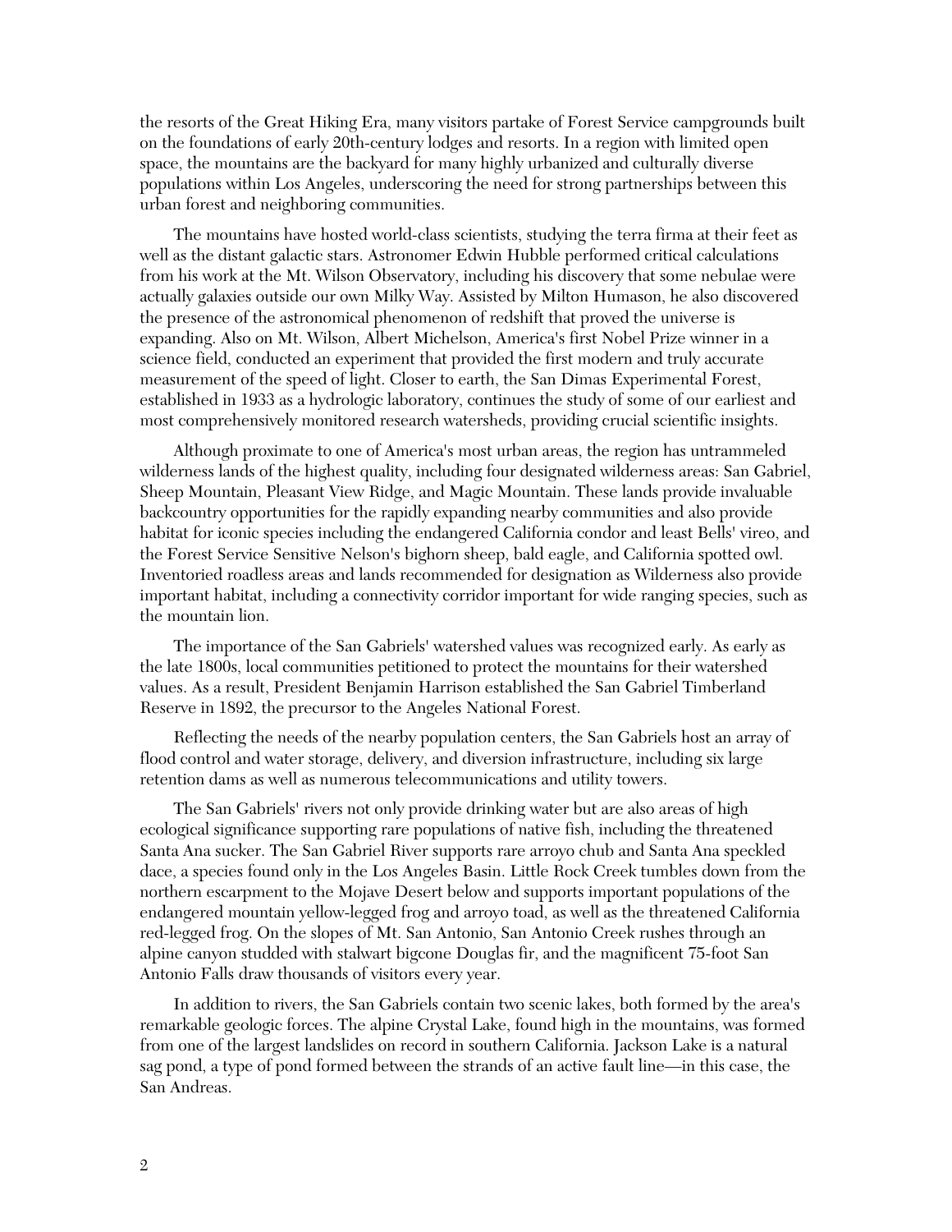the resorts of the Great Hiking Era, many visitors partake of Forest Service campgrounds built on the foundations of early 20th-century lodges and resorts. In a region with limited open space, the mountains are the backyard for many highly urbanized and culturally diverse populations within Los Angeles, underscoring the need for strong partnerships between this urban forest and neighboring communities.

The mountains have hosted world-class scientists, studying the terra firma at their feet as well as the distant galactic stars. Astronomer Edwin Hubble performed critical calculations from his work at the Mt. Wilson Observatory, including his discovery that some nebulae were actually galaxies outside our own Milky Way. Assisted by Milton Humason, he also discovered the presence of the astronomical phenomenon of redshift that proved the universe is expanding. Also on Mt. Wilson, Albert Michelson, America's first Nobel Prize winner in a science field, conducted an experiment that provided the first modern and truly accurate measurement of the speed of light. Closer to earth, the San Dimas Experimental Forest, established in 1933 as a hydrologic laboratory, continues the study of some of our earliest and most comprehensively monitored research watersheds, providing crucial scientific insights.

Although proximate to one of America's most urban areas, the region has untrammeled wilderness lands of the highest quality, including four designated wilderness areas: San Gabriel, Sheep Mountain, Pleasant View Ridge, and Magic Mountain. These lands provide invaluable backcountry opportunities for the rapidly expanding nearby communities and also provide habitat for iconic species including the endangered California condor and least Bells' vireo, and the Forest Service Sensitive Nelson's bighorn sheep, bald eagle, and California spotted owl. Inventoried roadless areas and lands recommended for designation as Wilderness also provide important habitat, including a connectivity corridor important for wide ranging species, such as the mountain lion.

The importance of the San Gabriels' watershed values was recognized early. As early as the late 1800s, local communities petitioned to protect the mountains for their watershed values. As a result, President Benjamin Harrison established the San Gabriel Timberland Reserve in 1892, the precursor to the Angeles National Forest.

Reflecting the needs of the nearby population centers, the San Gabriels host an array of flood control and water storage, delivery, and diversion infrastructure, including six large retention dams as well as numerous telecommunications and utility towers.

The San Gabriels' rivers not only provide drinking water but are also areas of high ecological significance supporting rare populations of native fish, including the threatened Santa Ana sucker. The San Gabriel River supports rare arroyo chub and Santa Ana speckled dace, a species found only in the Los Angeles Basin. Little Rock Creek tumbles down from the northern escarpment to the Mojave Desert below and supports important populations of the endangered mountain yellow-legged frog and arroyo toad, as well as the threatened California red-legged frog. On the slopes of Mt. San Antonio, San Antonio Creek rushes through an alpine canyon studded with stalwart bigcone Douglas fir, and the magnificent 75-foot San Antonio Falls draw thousands of visitors every year.

In addition to rivers, the San Gabriels contain two scenic lakes, both formed by the area's remarkable geologic forces. The alpine Crystal Lake, found high in the mountains, was formed from one of the largest landslides on record in southern California. Jackson Lake is a natural sag pond, a type of pond formed between the strands of an active fault line—in this case, the San Andreas.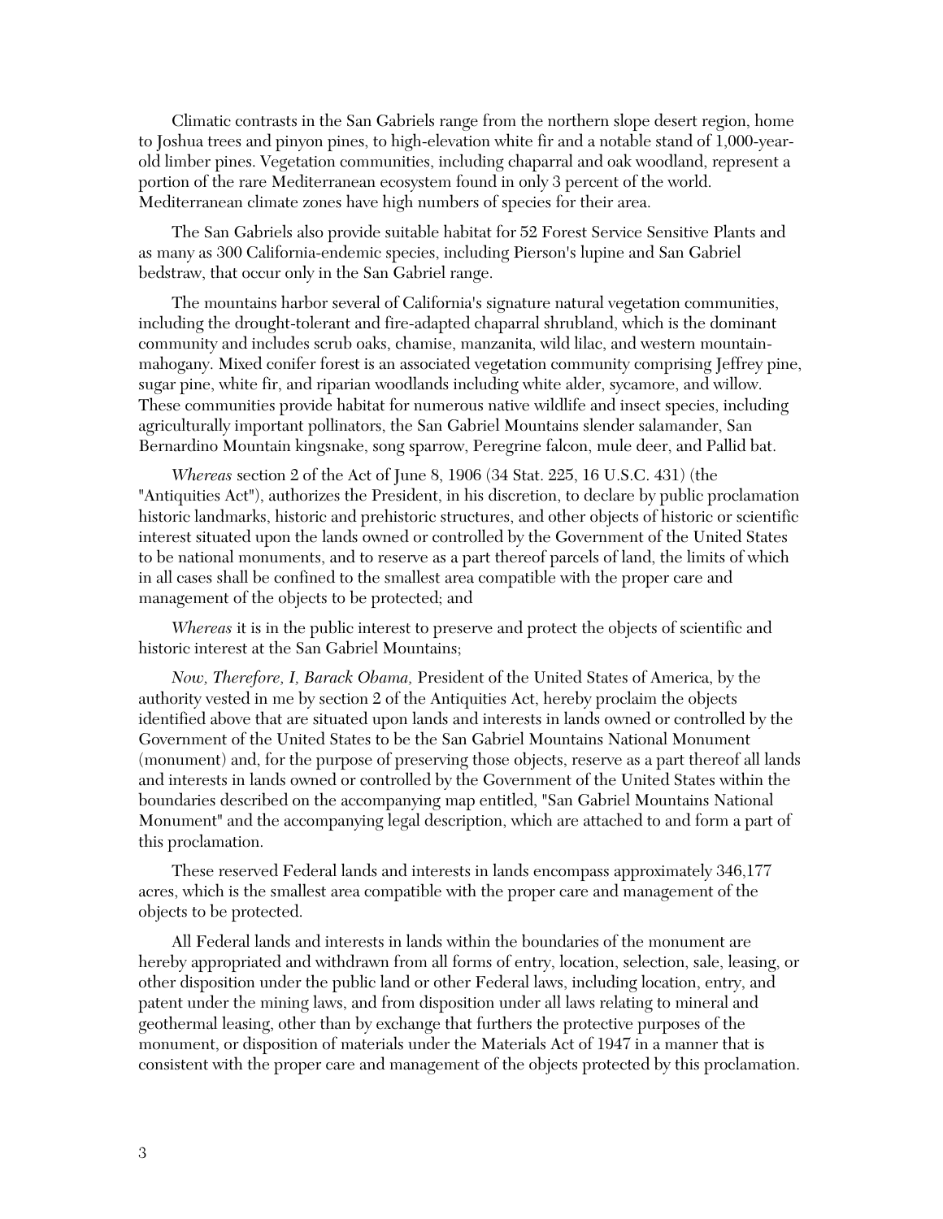Climatic contrasts in the San Gabriels range from the northern slope desert region, home to Joshua trees and pinyon pines, to high-elevation white fir and a notable stand of 1,000-year-old limber pines. Vegetation communities, including chaparral and oak woodland, represent a portion of the rare Mediterranean ecosystem found in only 3 percent of the world. Mediterranean climate zones have high numbers of species for their area.

The San Gabriels also provide suitable habitat for 52 Forest Service Sensitive Plants and as many as 300 California-endemic species, including Pierson's lupine and San Gabriel bedstraw, that occur only in the San Gabriel range.

The mountains harbor several of California's signature natural vegetation communities, including the drought-tolerant and fire-adapted chaparral shrubland, which is the dominant community and includes scrub oaks, chamise, manzanita, wild lilac, and western mountain-mahogany. Mixed conifer forest is an associated vegetation community comprising Jeffrey pine, sugar pine, white fir, and riparian woodlands including white alder, sycamore, and willow. These communities provide habitat for numerous native wildlife and insect species, including agriculturally important pollinators, the San Gabriel Mountains slender salamander, San Bernardino Mountain kingsnake, song sparrow, Peregrine falcon, mule deer, and Pallid bat.

*Whereas* section 2 of the Act of June 8, 1906 (34 Stat. 225, 16 U.S.C. 431) (the "Antiquities Act"), authorizes the President, in his discretion, to declare by public proclamation historic landmarks, historic and prehistoric structures, and other objects of historic or scientific interest situated upon the lands owned or controlled by the Government of the United States to be national monuments, and to reserve as a part thereof parcels of land, the limits of which in all cases shall be confined to the smallest area compatible with the proper care and management of the objects to be protected; and

*Whereas* it is in the public interest to preserve and protect the objects of scientific and historic interest at the San Gabriel Mountains;

*Now, Therefore, I, Barack Obama,* President of the United States of America, by the authority vested in me by section 2 of the Antiquities Act, hereby proclaim the objects identified above that are situated upon lands and interests in lands owned or controlled by the Government of the United States to be the San Gabriel Mountains National Monument (monument) and, for the purpose of preserving those objects, reserve as a part thereof all lands and interests in lands owned or controlled by the Government of the United States within the boundaries described on the accompanying map entitled, "San Gabriel Mountains National Monument" and the accompanying legal description, which are attached to and form a part of this proclamation.

These reserved Federal lands and interests in lands encompass approximately 346,177 acres, which is the smallest area compatible with the proper care and management of the objects to be protected.

All Federal lands and interests in lands within the boundaries of the monument are hereby appropriated and withdrawn from all forms of entry, location, selection, sale, leasing, or other disposition under the public land or other Federal laws, including location, entry, and patent under the mining laws, and from disposition under all laws relating to mineral and geothermal leasing, other than by exchange that furthers the protective purposes of the monument, or disposition of materials under the Materials Act of 1947 in a manner that is consistent with the proper care and management of the objects protected by this proclamation.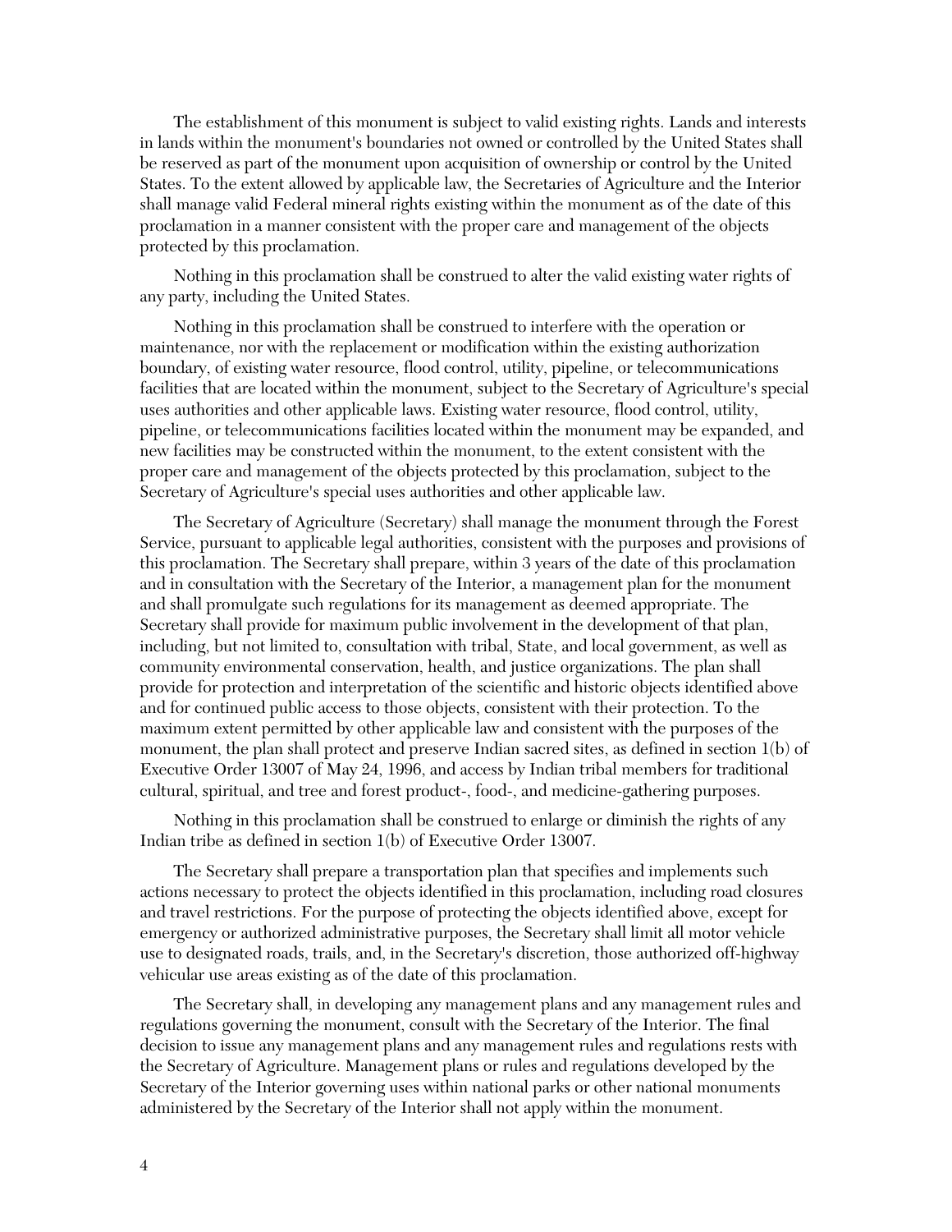The establishment of this monument is subject to valid existing rights. Lands and interests in lands within the monument's boundaries not owned or controlled by the United States shall be reserved as part of the monument upon acquisition of ownership or control by the United States. To the extent allowed by applicable law, the Secretaries of Agriculture and the Interior shall manage valid Federal mineral rights existing within the monument as of the date of this proclamation in a manner consistent with the proper care and management of the objects protected by this proclamation.

Nothing in this proclamation shall be construed to alter the valid existing water rights of any party, including the United States.

Nothing in this proclamation shall be construed to interfere with the operation or maintenance, nor with the replacement or modification within the existing authorization boundary, of existing water resource, flood control, utility, pipeline, or telecommunications facilities that are located within the monument, subject to the Secretary of Agriculture's special uses authorities and other applicable laws. Existing water resource, flood control, utility, pipeline, or telecommunications facilities located within the monument may be expanded, and new facilities may be constructed within the monument, to the extent consistent with the proper care and management of the objects protected by this proclamation, subject to the Secretary of Agriculture's special uses authorities and other applicable law.

The Secretary of Agriculture (Secretary) shall manage the monument through the Forest Service, pursuant to applicable legal authorities, consistent with the purposes and provisions of this proclamation. The Secretary shall prepare, within 3 years of the date of this proclamation and in consultation with the Secretary of the Interior, a management plan for the monument and shall promulgate such regulations for its management as deemed appropriate. The Secretary shall provide for maximum public involvement in the development of that plan, including, but not limited to, consultation with tribal, State, and local government, as well as community environmental conservation, health, and justice organizations. The plan shall provide for protection and interpretation of the scientific and historic objects identified above and for continued public access to those objects, consistent with their protection. To the maximum extent permitted by other applicable law and consistent with the purposes of the monument, the plan shall protect and preserve Indian sacred sites, as defined in section 1(b) of Executive Order 13007 of May 24, 1996, and access by Indian tribal members for traditional cultural, spiritual, and tree and forest product-, food-, and medicine-gathering purposes.

Nothing in this proclamation shall be construed to enlarge or diminish the rights of any Indian tribe as defined in section 1(b) of Executive Order 13007.

The Secretary shall prepare a transportation plan that specifies and implements such actions necessary to protect the objects identified in this proclamation, including road closures and travel restrictions. For the purpose of protecting the objects identified above, except for emergency or authorized administrative purposes, the Secretary shall limit all motor vehicle use to designated roads, trails, and, in the Secretary's discretion, those authorized off-highway vehicular use areas existing as of the date of this proclamation.

The Secretary shall, in developing any management plans and any management rules and regulations governing the monument, consult with the Secretary of the Interior. The final decision to issue any management plans and any management rules and regulations rests with the Secretary of Agriculture. Management plans or rules and regulations developed by the Secretary of the Interior governing uses within national parks or other national monuments administered by the Secretary of the Interior shall not apply within the monument.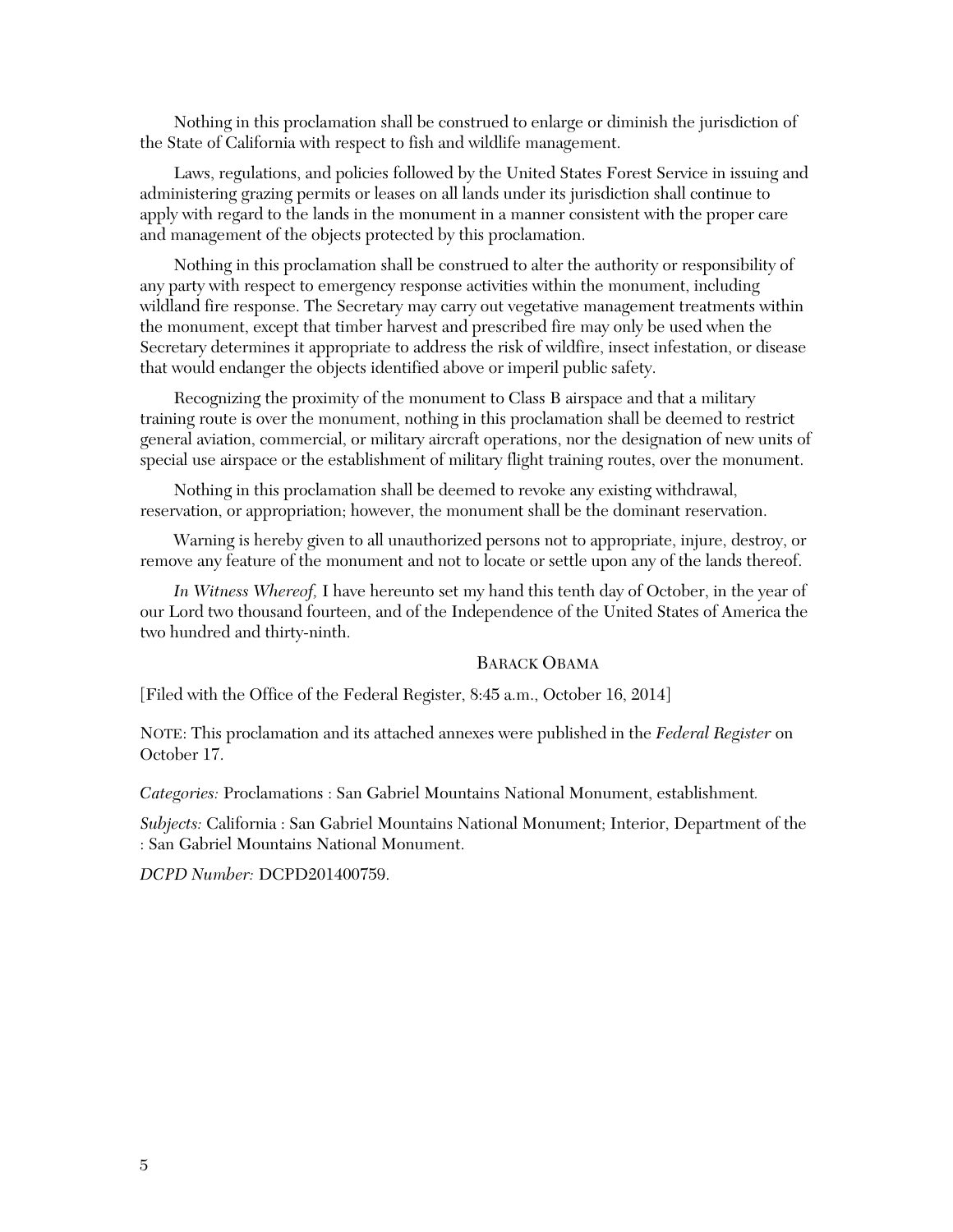Nothing in this proclamation shall be construed to enlarge or diminish the jurisdiction of the State of California with respect to fish and wildlife management.

Laws, regulations, and policies followed by the United States Forest Service in issuing and administering grazing permits or leases on all lands under its jurisdiction shall continue to apply with regard to the lands in the monument in a manner consistent with the proper care and management of the objects protected by this proclamation.

Nothing in this proclamation shall be construed to alter the authority or responsibility of any party with respect to emergency response activities within the monument, including wildland fire response. The Secretary may carry out vegetative management treatments within the monument, except that timber harvest and prescribed fire may only be used when the Secretary determines it appropriate to address the risk of wildfire, insect infestation, or disease that would endanger the objects identified above or imperil public safety.

Recognizing the proximity of the monument to Class B airspace and that a military training route is over the monument, nothing in this proclamation shall be deemed to restrict general aviation, commercial, or military aircraft operations, nor the designation of new units of special use airspace or the establishment of military flight training routes, over the monument.

Nothing in this proclamation shall be deemed to revoke any existing withdrawal, reservation, or appropriation; however, the monument shall be the dominant reservation.

Warning is hereby given to all unauthorized persons not to appropriate, injure, destroy, or remove any feature of the monument and not to locate or settle upon any of the lands thereof.

*In Witness Whereof,* I have hereunto set my hand this tenth day of October, in the year of our Lord two thousand fourteen, and of the Independence of the United States of America the two hundred and thirty-ninth.

BARACK OBAMA

[Filed with the Office of the Federal Register, 8:45 a.m., October 16, 2014]

NOTE: This proclamation and its attached annexes were published in the *Federal Register* on October 17.

*Categories:* Proclamations : San Gabriel Mountains National Monument, establishment.

*Subjects:* California : San Gabriel Mountains National Monument; Interior, Department of the : San Gabriel Mountains National Monument.

*DCPD Number:* DCPD201400759.